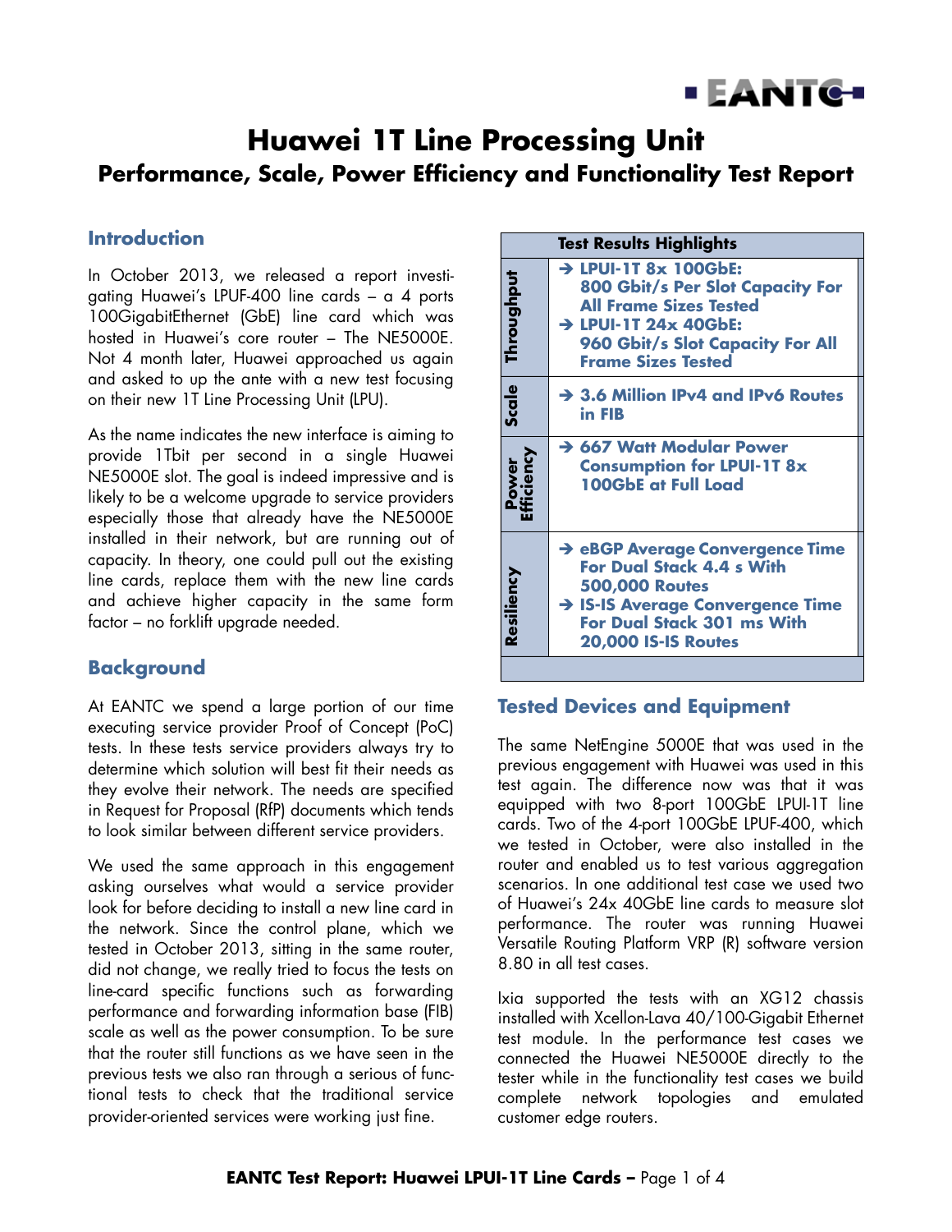# Huawei 1T Line Processing Unit

## Performance, Scale, Power Efficiency and Functionality Test Report

## Introduction

In October 2013, we released a report investigating Huawei's LPUF-400 line cards – a 4 ports 100GigabitEthernet (GbE) line card which was hosted in Huawei's core router – The NE5000E. Not 4 month later, Huawei approached us again and asked to up the ante with a new test focusing on their new 1T Line Processing Unit (LPU).

As the name indicates the new interface is aiming to provide 1Tbit per second in a single Huawei NE5000E slot. The goal is indeed impressive and is likely to be a welcome upgrade to service providers especially those that already have the NE5000E installed in their network, but are running out of capacity. In theory, one could pull out the existing line cards, replace them with the new line cards and achieve higher capacity in the same form factor – no forklift upgrade needed.

## Background

At EANTC we spend a large portion of our time executing service provider Proof of Concept (PoC) tests. In these tests service providers always try to determine which solution will best fit their needs as they evolve their network. The needs are specified in Request for Proposal (RfP) documents which tends to look similar between different service providers.

We used the same approach in this engagement asking ourselves what would a service provider look for before deciding to install a new line card in the network. Since the control plane, which we tested in October 2013, sitting in the same router, did not change, we really tried to focus the tests on line-card specific functions such as forwarding performance and forwarding information base (FIB) scale as well as the power consumption. To be sure that the router still functions as we have seen in the previous tests we also ran through a serious of functional tests to check that the traditional service provider-oriented services were working just fine.

| Test Results Highlights | |
|---|---|
| **Throughput** | → **LPUI-1T 8x 100GbE: 800 Gbit/s Per Slot Capacity For All Frame Sizes Tested**<br>→ **LPUI-1T 24x 40GbE: 960 Gbit/s Slot Capacity For All Frame Sizes Tested** |
| **Scale** | → **3.6 Million IPv4 and IPv6 Routes in FIB** |
| **Power Efficiency** | → **667 Watt Modular Power Consumption for LPUI-1T 8x 100GbE at Full Load** |
| **Resiliency** | → **eBGP Average Convergence Time For Dual Stack 4.4 s With 500,000 Routes**<br>→ **IS-IS Average Convergence Time For Dual Stack 301 ms With 20,000 IS-IS Routes** |

## Tested Devices and Equipment

The same NetEngine 5000E that was used in the previous engagement with Huawei was used in this test again. The difference now was that it was equipped with two 8-port 100GbE LPUI-1T line cards. Two of the 4-port 100GbE LPUF-400, which we tested in October, were also installed in the router and enabled us to test various aggregation scenarios. In one additional test case we used two of Huawei's 24x 40GbE line cards to measure slot performance. The router was running Huawei Versatile Routing Platform VRP (R) software version 8.80 in all test cases.

Ixia supported the tests with an XG12 chassis installed with Xcellon-Lava 40/100-Gigabit Ethernet test module. In the performance test cases we connected the Huawei NE5000E directly to the tester while in the functionality test cases we build complete network topologies and emulated customer edge routers.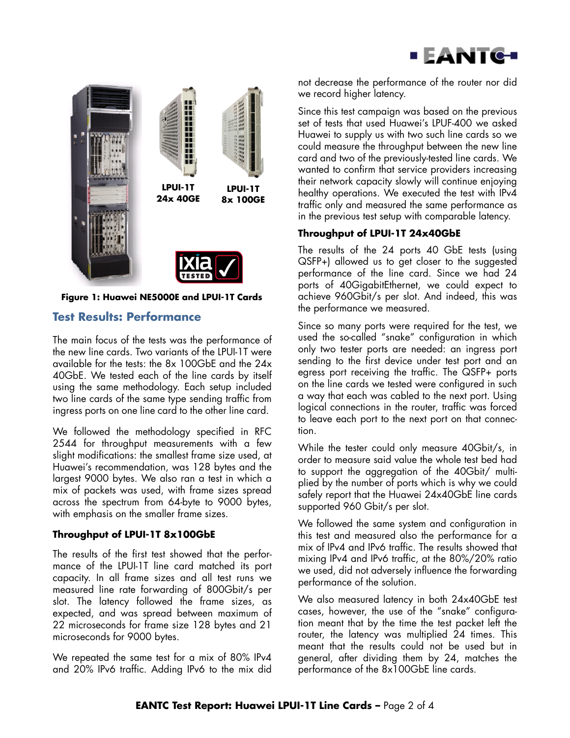LPUI-1T 24x 40GE

LPUI-1T 8x 100GE

**Figure 1: Huawei NE5000E and LPUI-1T Cards**

## Test Results: Performance

The main focus of the tests was the performance of the new line cards. Two variants of the LPUI-1T were available for the tests: the 8x 100GbE and the 24x 40GbE. We tested each of the line cards by itself using the same methodology. Each setup included two line cards of the same type sending traffic from ingress ports on one line card to the other line card.

We followed the methodology specified in RFC 2544 for throughput measurements with a few slight modifications: the smallest frame size used, at Huawei's recommendation, was 128 bytes and the largest 9000 bytes. We also ran a test in which a mix of packets was used, with frame sizes spread across the spectrum from 64-byte to 9000 bytes, with emphasis on the smaller frame sizes.

### Throughput of LPUI-1T 8x100GbE

The results of the first test showed that the performance of the LPUI-1T line card matched its port capacity. In all frame sizes and all test runs we measured line rate forwarding of 800Gbit/s per slot. The latency followed the frame sizes, as expected, and was spread between maximum of 22 microseconds for frame size 128 bytes and 21 microseconds for 9000 bytes.

We repeated the same test for a mix of 80% IPv4 and 20% IPv6 traffic. Adding IPv6 to the mix did not decrease the performance of the router nor did we record higher latency.

Since this test campaign was based on the previous set of tests that used Huawei's LPUF-400 we asked Huawei to supply us with two such line cards so we could measure the throughput between the new line card and two of the previously-tested line cards. We wanted to confirm that service providers increasing their network capacity slowly will continue enjoying healthy operations. We executed the test with IPv4 traffic only and measured the same performance as in the previous test setup with comparable latency.

### Throughput of LPUI-1T 24x40GbE

The results of the 24 ports 40 GbE tests (using QSFP+) allowed us to get closer to the suggested performance of the line card. Since we had 24 ports of 40GigabitEthernet, we could expect to achieve 960Gbit/s per slot. And indeed, this was the performance we measured.

Since so many ports were required for the test, we used the so-called "snake" configuration in which only two tester ports are needed: an ingress port sending to the first device under test port and an egress port receiving the traffic. The QSFP+ ports on the line cards we tested were configured in such a way that each was cabled to the next port. Using logical connections in the router, traffic was forced to leave each port to the next port on that connection.

While the tester could only measure 40Gbit/s, in order to measure said value the whole test bed had to support the aggregation of the 40Gbit/ multiplied by the number of ports which is why we could safely report that the Huawei 24x40GbE line cards supported 960 Gbit/s per slot.

We followed the same system and configuration in this test and measured also the performance for a mix of IPv4 and IPv6 traffic. The results showed that mixing IPv4 and IPv6 traffic, at the 80%/20% ratio we used, did not adversely influence the forwarding performance of the solution.

We also measured latency in both 24x40GbE test cases, however, the use of the "snake" configuration meant that by the time the test packet left the router, the latency was multiplied 24 times. This meant that the results could not be used but in general, after dividing them by 24, matches the performance of the 8x100GbE line cards.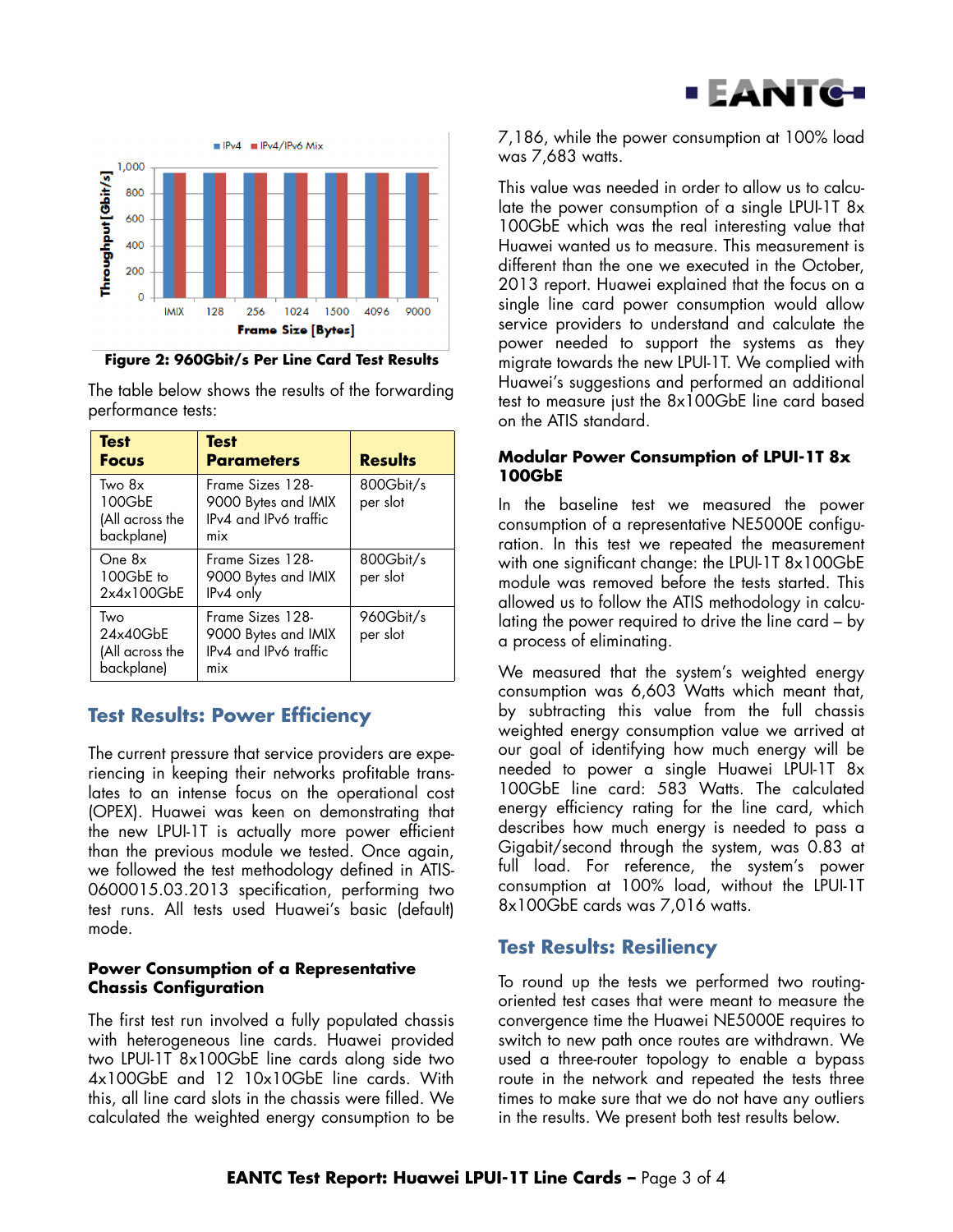Figure 2: 960Gbit/s Per Line Card Test Results

The table below shows the results of the forwarding performance tests:

| Test Focus | Test Parameters | Results |
|---|---|---|
| Two 8x 100GbE (All across the backplane) | Frame Sizes 128-9000 Bytes and IMIX IPv4 and IPv6 traffic mix | 800Gbit/s per slot |
| One 8x 100GbE to 2x4x100GbE | Frame Sizes 128-9000 Bytes and IMIX IPv4 only | 800Gbit/s per slot |
| Two 24x40GbE (All across the backplane) | Frame Sizes 128-9000 Bytes and IMIX IPv4 and IPv6 traffic mix | 960Gbit/s per slot |

## Test Results: Power Efficiency

The current pressure that service providers are experiencing in keeping their networks profitable translates to an intense focus on the operational cost (OPEX). Huawei was keen on demonstrating that the new LPUI-1T is actually more power efficient than the previous module we tested. Once again, we followed the test methodology defined in ATIS-0600015.03.2013 specification, performing two test runs. All tests used Huawei's basic (default) mode.

### Power Consumption of a Representative Chassis Configuration

The first test run involved a fully populated chassis with heterogeneous line cards. Huawei provided two LPUI-1T 8x100GbE line cards along side two 4x100GbE and 12 10x10GbE line cards. With this, all line card slots in the chassis were filled. We calculated the weighted energy consumption to be 7,186, while the power consumption at 100% load was 7,683 watts.

This value was needed in order to allow us to calculate the power consumption of a single LPUI-1T 8x 100GbE which was the real interesting value that Huawei wanted us to measure. This measurement is different than the one we executed in the October, 2013 report. Huawei explained that the focus on a single line card power consumption would allow service providers to understand and calculate the power needed to support the systems as they migrate towards the new LPUI-1T. We complied with Huawei's suggestions and performed an additional test to measure just the 8x100GbE line card based on the ATIS standard.

### Modular Power Consumption of LPUI-1T 8x 100GbE

In the baseline test we measured the power consumption of a representative NE5000E configuration. In this test we repeated the measurement with one significant change: the LPUI-1T 8x100GbE module was removed before the tests started. This allowed us to follow the ATIS methodology in calculating the power required to drive the line card – by a process of eliminating.

We measured that the system's weighted energy consumption was 6,603 Watts which meant that, by subtracting this value from the full chassis weighted energy consumption value we arrived at our goal of identifying how much energy will be needed to power a single Huawei LPUI-1T 8x 100GbE line card: 583 Watts. The calculated energy efficiency rating for the line card, which describes how much energy is needed to pass a Gigabit/second through the system, was 0.83 at full load. For reference, the system's power consumption at 100% load, without the LPUI-1T 8x100GbE cards was 7,016 watts.

## Test Results: Resiliency

To round up the tests we performed two routing-oriented test cases that were meant to measure the convergence time the Huawei NE5000E requires to switch to new path once routes are withdrawn. We used a three-router topology to enable a bypass route in the network and repeated the tests three times to make sure that we do not have any outliers in the results. We present both test results below.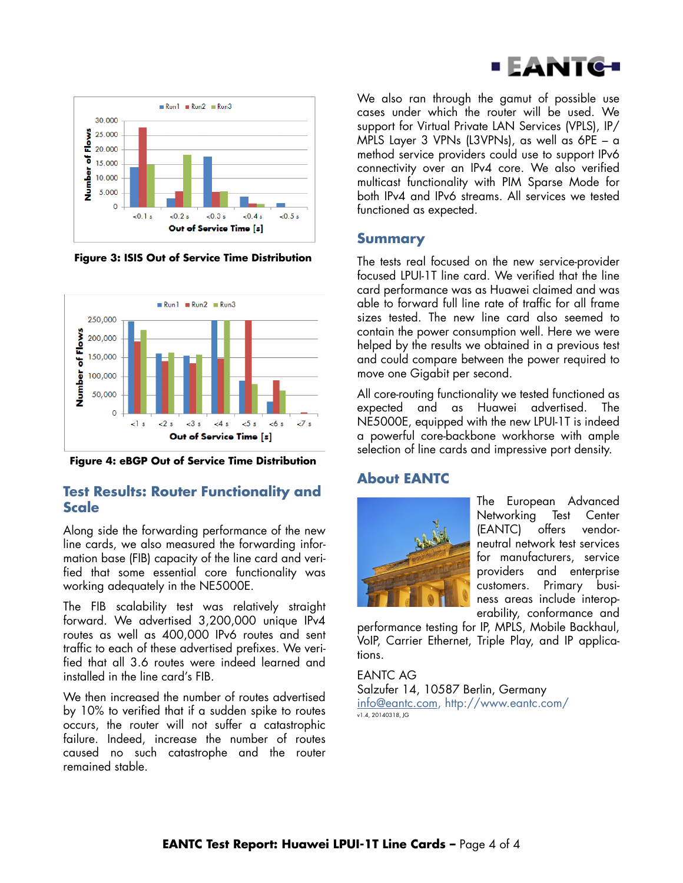Run1 Run2 Run3

30.000
25.000
20.000
15.000
10.000
5.000
0

Number of Flows

<0.1 s <0.2 s <0.3 s <0.4 s <0.5 s

Out of Service Time [s]

**Figure 3: ISIS Out of Service Time Distribution**

Run1 Run2 Run3

250,000
200,000
150,000
100,000
50,000
0

Number of Flows

<1 s <2 s <3 s <4 s <5 s <6 s <7 s

Out of Service Time [s]

**Figure 4: eBGP Out of Service Time Distribution**

## Test Results: Router Functionality and Scale

Along side the forwarding performance of the new line cards, we also measured the forwarding information base (FIB) capacity of the line card and verified that some essential core functionality was working adequately in the NE5000E.

The FIB scalability test was relatively straight forward. We advertised 3,200,000 unique IPv4 routes as well as 400,000 IPv6 routes and sent traffic to each of these advertised prefixes. We verified that all 3.6 routes were indeed learned and installed in the line card's FIB.

We then increased the number of routes advertised by 10% to verified that if a sudden spike to routes occurs, the router will not suffer a catastrophic failure. Indeed, increase the number of routes caused no such catastrophe and the router remained stable.

We also ran through the gamut of possible use cases under which the router will be used. We support for Virtual Private LAN Services (VPLS), IP/MPLS Layer 3 VPNs (L3VPNs), as well as 6PE – a method service providers could use to support IPv6 connectivity over an IPv4 core. We also verified multicast functionality with PIM Sparse Mode for both IPv4 and IPv6 streams. All services we tested functioned as expected.

## Summary

The tests real focused on the new service-provider focused LPUI-1T line card. We verified that the line card performance was as Huawei claimed and was able to forward full line rate of traffic for all frame sizes tested. The new line card also seemed to contain the power consumption well. Here we were helped by the results we obtained in a previous test and could compare between the power required to move one Gigabit per second.

All core-routing functionality we tested functioned as expected and as Huawei advertised. The NE5000E, equipped with the new LPUI-1T is indeed a powerful core-backbone workhorse with ample selection of line cards and impressive port density.

## About EANTC

The European Advanced Networking Test Center (EANTC) offers vendor-neutral network test services for manufacturers, service providers and enterprise customers. Primary business areas include interoperability, conformance and performance testing for IP, MPLS, Mobile Backhaul, VoIP, Carrier Ethernet, Triple Play, and IP applications.

EANTC AG
Salzufer 14, 10587 Berlin, Germany
info@eantc.com, http://www.eantc.com/
v1.4, 20140318, JG